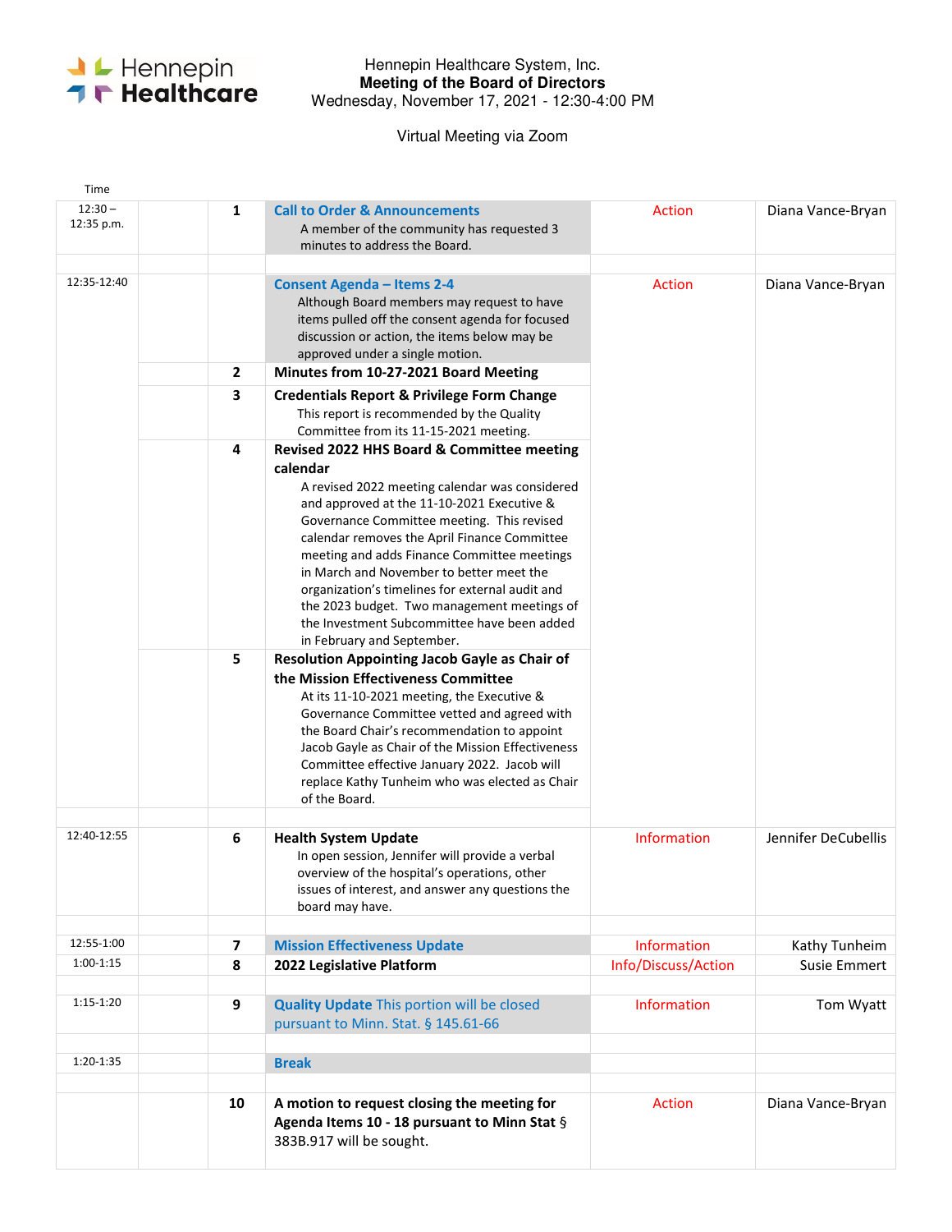Hennepin Healthcare

Hennepin Healthcare System, Inc.
**Meeting of the Board of Directors**
Wednesday, November 17, 2021 - 12:30-4:00 PM

Virtual Meeting via Zoom

| Time | | | | | |
|---|---|---|---|---|---|
| 12:30 – 12:35 p.m. | | 1 | **Call to Order & Announcements**<br>A member of the community has requested 3 minutes to address the Board. | Action | Diana Vance-Bryan |
| | | | | | |
| 12:35-12:40 | | | **Consent Agenda – Items 2-4**<br>Although Board members may request to have items pulled off the consent agenda for focused discussion or action, the items below may be approved under a single motion. | Action | Diana Vance-Bryan |
| | | 2 | **Minutes from 10-27-2021 Board Meeting** | | |
| | | 3 | **Credentials Report & Privilege Form Change**<br>This report is recommended by the Quality Committee from its 11-15-2021 meeting. | | |
| | | 4 | **Revised 2022 HHS Board & Committee meeting calendar**<br>A revised 2022 meeting calendar was considered and approved at the 11-10-2021 Executive & Governance Committee meeting. This revised calendar removes the April Finance Committee meeting and adds Finance Committee meetings in March and November to better meet the organization's timelines for external audit and the 2023 budget. Two management meetings of the Investment Subcommittee have been added in February and September. | | |
| | | 5 | **Resolution Appointing Jacob Gayle as Chair of the Mission Effectiveness Committee**<br>At its 11-10-2021 meeting, the Executive & Governance Committee vetted and agreed with the Board Chair's recommendation to appoint Jacob Gayle as Chair of the Mission Effectiveness Committee effective January 2022. Jacob will replace Kathy Tunheim who was elected as Chair of the Board. | | |
| | | | | | |
| 12:40-12:55 | | 6 | **Health System Update**<br>In open session, Jennifer will provide a verbal overview of the hospital's operations, other issues of interest, and answer any questions the board may have. | Information | Jennifer DeCubellis |
| | | | | | |
| 12:55-1:00 | | 7 | **Mission Effectiveness Update** | Information | Kathy Tunheim |
| 1:00-1:15 | | 8 | **2022 Legislative Platform** | Info/Discuss/Action | Susie Emmert |
| | | | | | |
| 1:15-1:20 | | 9 | **Quality Update** This portion will be closed pursuant to Minn. Stat. § 145.61-66 | Information | Tom Wyatt |
| | | | | | |
| 1:20-1:35 | | | **Break** | | |
| | | | | | |
| | | 10 | **A motion to request closing the meeting for Agenda Items 10 - 18 pursuant to Minn Stat** § 383B.917 will be sought. | Action | Diana Vance-Bryan |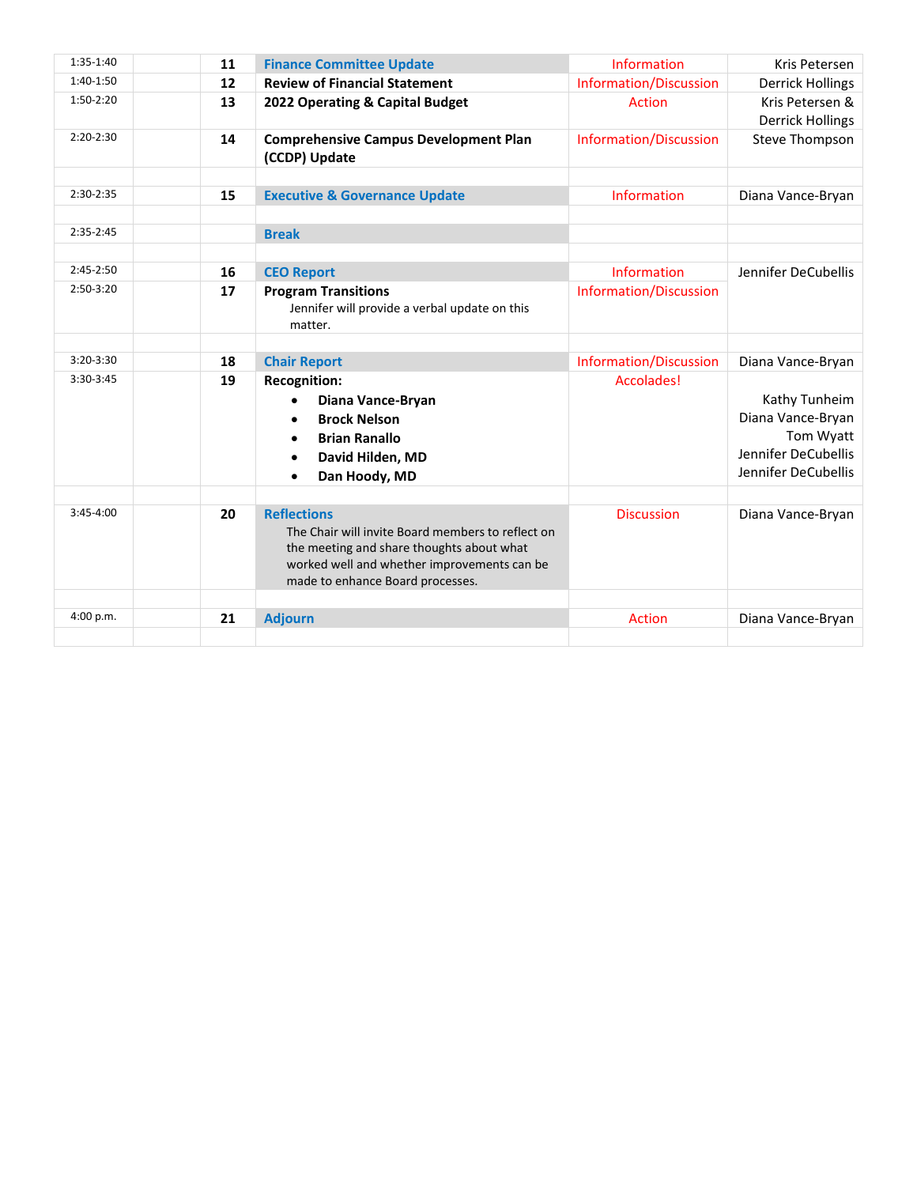| | | | | | |
|---|---|---|---|---|---|
| 1:35-1:40 | | 11 | **Finance Committee Update** | Information | Kris Petersen |
| 1:40-1:50 | | 12 | **Review of Financial Statement** | Information/Discussion | Derrick Hollings |
| 1:50-2:20 | | 13 | **2022 Operating & Capital Budget** | Action | Kris Petersen & Derrick Hollings |
| 2:20-2:30 | | 14 | **Comprehensive Campus Development Plan (CCDP) Update** | Information/Discussion | Steve Thompson |
| | | | | | |
| 2:30-2:35 | | 15 | **Executive & Governance Update** | Information | Diana Vance-Bryan |
| | | | | | |
| 2:35-2:45 | | | **Break** | | |
| | | | | | |
| 2:45-2:50 | | 16 | **CEO Report** | Information | Jennifer DeCubellis |
| 2:50-3:20 | | 17 | **Program Transitions** Jennifer will provide a verbal update on this matter. | Information/Discussion | |
| | | | | | |
| 3:20-3:30 | | 18 | **Chair Report** | Information/Discussion | Diana Vance-Bryan |
| 3:30-3:45 | | 19 | **Recognition:** <br>• **Diana Vance-Bryan** <br>• **Brock Nelson** <br>• **Brian Ranallo** <br>• **David Hilden, MD** <br>• **Dan Hoody, MD** | Accolades! | <br>Kathy Tunheim <br>Diana Vance-Bryan <br>Tom Wyatt <br>Jennifer DeCubellis <br>Jennifer DeCubellis |
| | | | | | |
| 3:45-4:00 | | 20 | **Reflections** The Chair will invite Board members to reflect on the meeting and share thoughts about what worked well and whether improvements can be made to enhance Board processes. | Discussion | Diana Vance-Bryan |
| | | | | | |
| 4:00 p.m. | | 21 | **Adjourn** | Action | Diana Vance-Bryan |
| | | | | | |